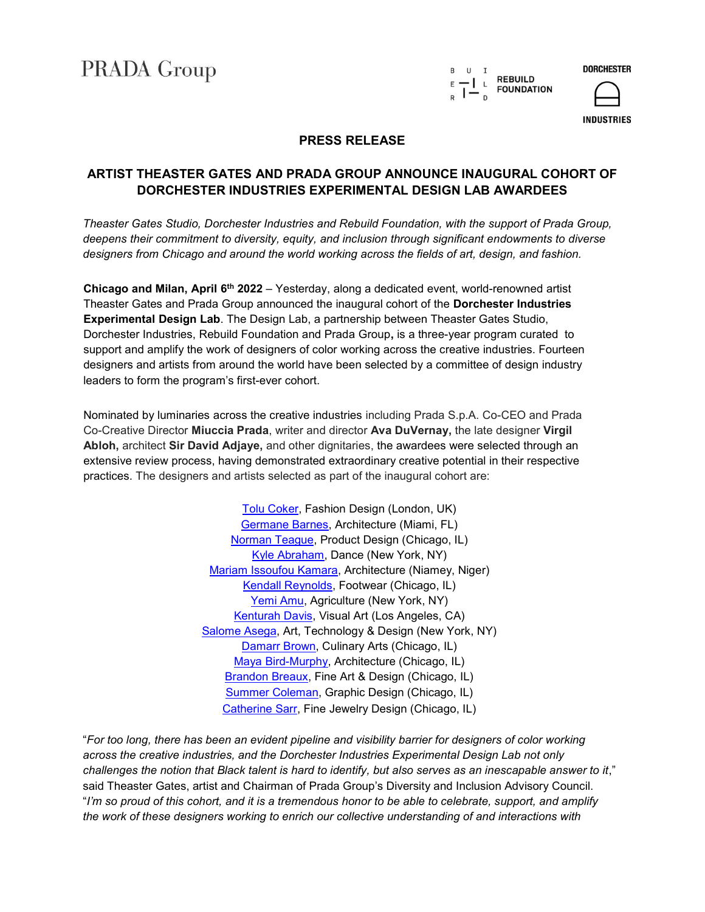PRADA Group

REBUILD FOUNDATION

DORCHESTER INDUSTRIES

**PRESS RELEASE**

## ARTIST THEASTER GATES AND PRADA GROUP ANNOUNCE INAUGURAL COHORT OF DORCHESTER INDUSTRIES EXPERIMENTAL DESIGN LAB AWARDEES

*Theaster Gates Studio, Dorchester Industries and Rebuild Foundation, with the support of Prada Group, deepens their commitment to diversity, equity, and inclusion through significant endowments to diverse designers from Chicago and around the world working across the fields of art, design, and fashion.*

**Chicago and Milan, April 6th 2022** – Yesterday, along a dedicated event, world-renowned artist Theaster Gates and Prada Group announced the inaugural cohort of the **Dorchester Industries Experimental Design Lab**. The Design Lab, a partnership between Theaster Gates Studio, Dorchester Industries, Rebuild Foundation and Prada Group**,** is a three-year program curated to support and amplify the work of designers of color working across the creative industries. Fourteen designers and artists from around the world have been selected by a committee of design industry leaders to form the program's first-ever cohort.

Nominated by luminaries across the creative industries including Prada S.p.A. Co-CEO and Prada Co-Creative Director **Miuccia Prada**, writer and director **Ava DuVernay,** the late designer **Virgil Abloh,** architect **Sir David Adjaye,** and other dignitaries, the awardees were selected through an extensive review process, having demonstrated extraordinary creative potential in their respective practices. The designers and artists selected as part of the inaugural cohort are:

Tolu Coker, Fashion Design (London, UK)
Germane Barnes, Architecture (Miami, FL)
Norman Teague, Product Design (Chicago, IL)
Kyle Abraham, Dance (New York, NY)
Mariam Issoufou Kamara, Architecture (Niamey, Niger)
Kendall Reynolds, Footwear (Chicago, IL)
Yemi Amu, Agriculture (New York, NY)
Kenturah Davis, Visual Art (Los Angeles, CA)
Salome Asega, Art, Technology & Design (New York, NY)
Damarr Brown, Culinary Arts (Chicago, IL)
Maya Bird-Murphy, Architecture (Chicago, IL)
Brandon Breaux, Fine Art & Design (Chicago, IL)
Summer Coleman, Graphic Design (Chicago, IL)
Catherine Sarr, Fine Jewelry Design (Chicago, IL)

"*For too long, there has been an evident pipeline and visibility barrier for designers of color working across the creative industries, and the Dorchester Industries Experimental Design Lab not only challenges the notion that Black talent is hard to identify, but also serves as an inescapable answer to it*," said Theaster Gates, artist and Chairman of Prada Group's Diversity and Inclusion Advisory Council. "*I'm so proud of this cohort, and it is a tremendous honor to be able to celebrate, support, and amplify the work of these designers working to enrich our collective understanding of and interactions with*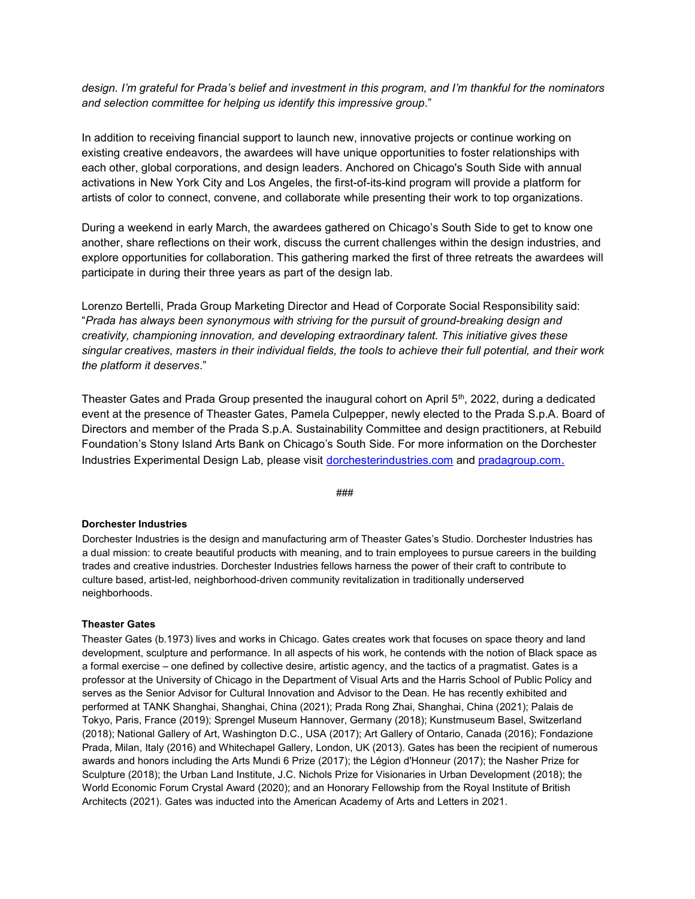*design. I'm grateful for Prada's belief and investment in this program, and I'm thankful for the nominators and selection committee for helping us identify this impressive group*."

In addition to receiving financial support to launch new, innovative projects or continue working on existing creative endeavors, the awardees will have unique opportunities to foster relationships with each other, global corporations, and design leaders. Anchored on Chicago's South Side with annual activations in New York City and Los Angeles, the first-of-its-kind program will provide a platform for artists of color to connect, convene, and collaborate while presenting their work to top organizations.

During a weekend in early March, the awardees gathered on Chicago's South Side to get to know one another, share reflections on their work, discuss the current challenges within the design industries, and explore opportunities for collaboration. This gathering marked the first of three retreats the awardees will participate in during their three years as part of the design lab.

Lorenzo Bertelli, Prada Group Marketing Director and Head of Corporate Social Responsibility said: "*Prada has always been synonymous with striving for the pursuit of ground-breaking design and creativity, championing innovation, and developing extraordinary talent. This initiative gives these singular creatives, masters in their individual fields, the tools to achieve their full potential, and their work the platform it deserves*."

Theaster Gates and Prada Group presented the inaugural cohort on April 5th, 2022, during a dedicated event at the presence of Theaster Gates, Pamela Culpepper, newly elected to the Prada S.p.A. Board of Directors and member of the Prada S.p.A. Sustainability Committee and design practitioners, at Rebuild Foundation's Stony Island Arts Bank on Chicago's South Side. For more information on the Dorchester Industries Experimental Design Lab, please visit [dorchesterindustries.com](dorchesterindustries.com) and [pradagroup.com](pradagroup.com).

###

**Dorchester Industries**

Dorchester Industries is the design and manufacturing arm of Theaster Gates's Studio. Dorchester Industries has a dual mission: to create beautiful products with meaning, and to train employees to pursue careers in the building trades and creative industries. Dorchester Industries fellows harness the power of their craft to contribute to culture based, artist-led, neighborhood-driven community revitalization in traditionally underserved neighborhoods.

**Theaster Gates**

Theaster Gates (b.1973) lives and works in Chicago. Gates creates work that focuses on space theory and land development, sculpture and performance. In all aspects of his work, he contends with the notion of Black space as a formal exercise – one defined by collective desire, artistic agency, and the tactics of a pragmatist. Gates is a professor at the University of Chicago in the Department of Visual Arts and the Harris School of Public Policy and serves as the Senior Advisor for Cultural Innovation and Advisor to the Dean. He has recently exhibited and performed at TANK Shanghai, Shanghai, China (2021); Prada Rong Zhai, Shanghai, China (2021); Palais de Tokyo, Paris, France (2019); Sprengel Museum Hannover, Germany (2018); Kunstmuseum Basel, Switzerland (2018); National Gallery of Art, Washington D.C., USA (2017); Art Gallery of Ontario, Canada (2016); Fondazione Prada, Milan, Italy (2016) and Whitechapel Gallery, London, UK (2013). Gates has been the recipient of numerous awards and honors including the Arts Mundi 6 Prize (2017); the Légion d'Honneur (2017); the Nasher Prize for Sculpture (2018); the Urban Land Institute, J.C. Nichols Prize for Visionaries in Urban Development (2018); the World Economic Forum Crystal Award (2020); and an Honorary Fellowship from the Royal Institute of British Architects (2021). Gates was inducted into the American Academy of Arts and Letters in 2021.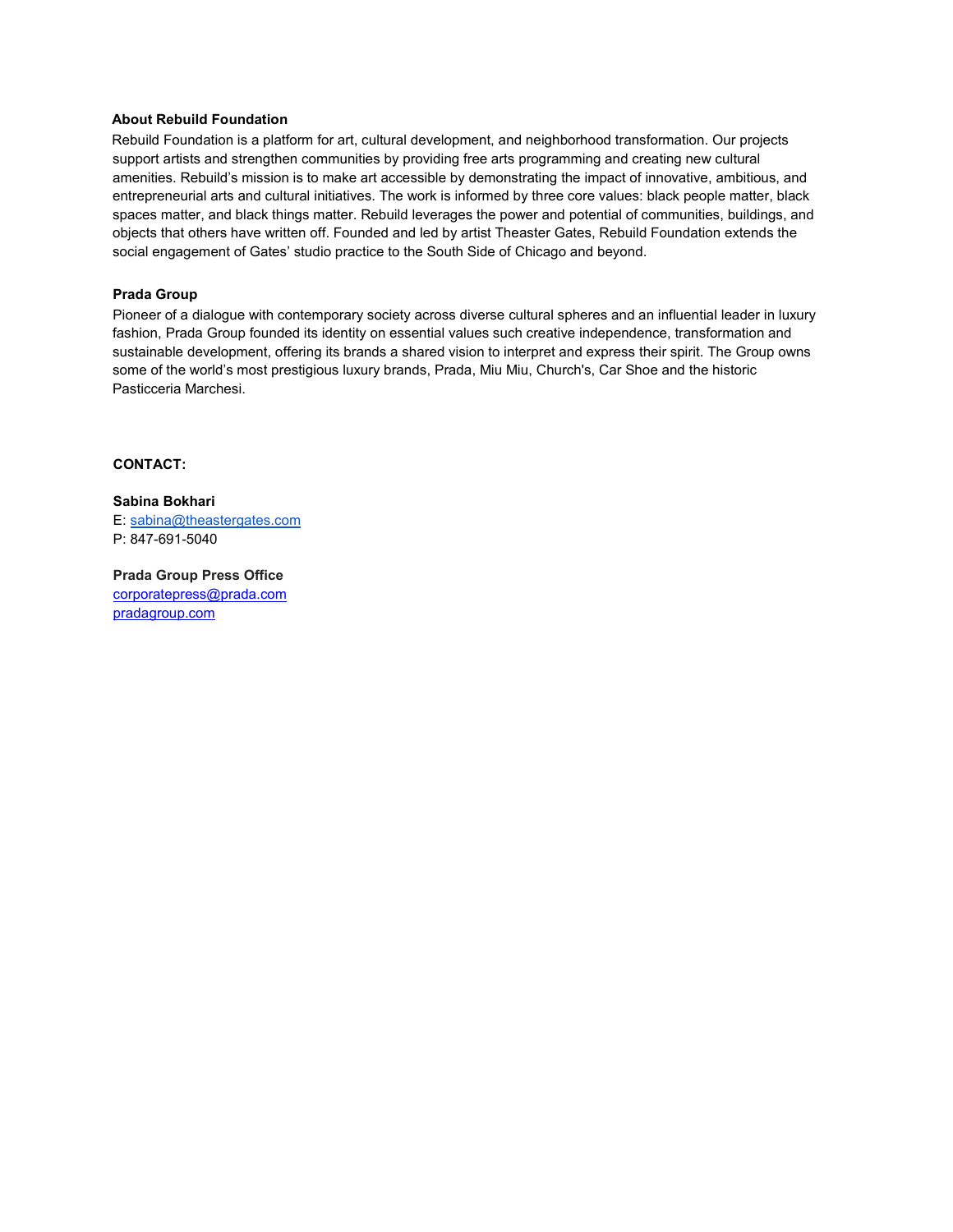**About Rebuild Foundation**

Rebuild Foundation is a platform for art, cultural development, and neighborhood transformation. Our projects support artists and strengthen communities by providing free arts programming and creating new cultural amenities. Rebuild's mission is to make art accessible by demonstrating the impact of innovative, ambitious, and entrepreneurial arts and cultural initiatives. The work is informed by three core values: black people matter, black spaces matter, and black things matter. Rebuild leverages the power and potential of communities, buildings, and objects that others have written off. Founded and led by artist Theaster Gates, Rebuild Foundation extends the social engagement of Gates' studio practice to the South Side of Chicago and beyond.

**Prada Group**

Pioneer of a dialogue with contemporary society across diverse cultural spheres and an influential leader in luxury fashion, Prada Group founded its identity on essential values such creative independence, transformation and sustainable development, offering its brands a shared vision to interpret and express their spirit. The Group owns some of the world's most prestigious luxury brands, Prada, Miu Miu, Church's, Car Shoe and the historic Pasticceria Marchesi.

**CONTACT:**

**Sabina Bokhari**
E: sabina@theastergates.com
P: 847-691-5040

**Prada Group Press Office**
corporatepress@prada.com
pradagroup.com